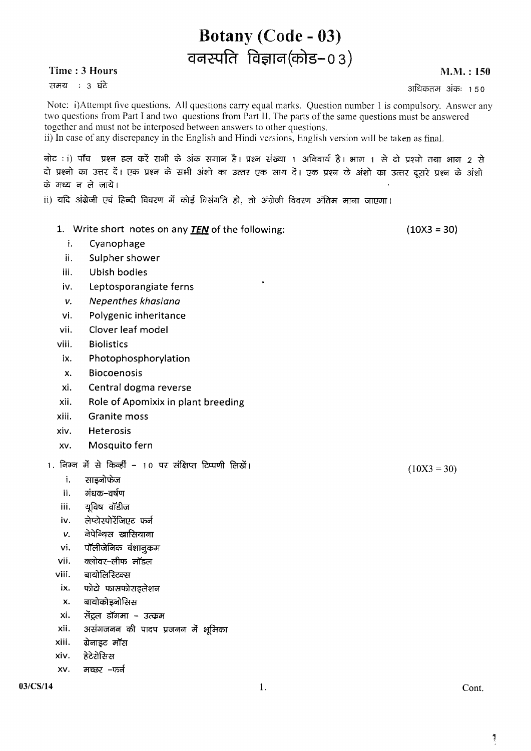# Botany (Code - 03)

# वनस्पति विज्ञान(कोड–03)

**Time : 3 Hours** **M.M. : 150**

समय : 3 घंटे अधिकतम अंकः 150

Note: i)Attempt five questions. All questions carry equal marks. Question number 1 is compulsory. Answer any two questions from Part I and two questions from Part II. The parts of the same questions must be answered together and must not be interposed between answers to other questions.

ii) In case of any discrepancy in the English and Hindi versions, English version will be taken as final.

नोट : i) पाँच प्रश्न हल करें सभी के अंक समान है। प्रश्न संख्या 1 अनिवार्य है। भाग 1 से दो प्रश्नो तथा भाग 2 से दो प्रश्नो का उत्तर दें। एक प्रश्न के सभी अंशो का उत्तर एक साथ दें। एक प्रश्न के अंशो का उत्तर दूसरे प्रश्न के अंशो के मध्य न ले जाये।

ii) यदि अंग्रेजी एवं हिन्दी विवरण में कोई विसंगति हो, तो अंग्रेजी विवरण अंतिम माना जाएगा।

1. Write short notes on any ***TEN*** of the following: (10X3 = 30)

   i. Cyanophage
   ii. Sulpher shower
   iii. Ubish bodies
   iv. Leptosporangiate ferns
   v. *Nepenthes khasiana*
   vi. Polygenic inheritance
   vii. Clover leaf model
   viii. Biolistics
   ix. Photophosphorylation
   x. Biocoenosis
   xi. Central dogma reverse
   xii. Role of Apomixix in plant breeding
   xiii. Granite moss
   xiv. Heterosis
   xv. Mosquito fern

1. निम्न में से किन्हीं – 10 पर संक्षिप्त टिप्पणी लिखें। (10X3 = 30)

   i. साइनोफेज
   ii. गंधक–वर्षण
   iii. यूबिष बॉडीज
   iv. लेप्टोस्पोरेंजिएट फर्न
   v. नेपेन्थिस खासियाना
   vi. पॉलीजेनिक वंशानुक्रम
   vii. क्लोवर–लीफ मॉडल
   viii. बायोलिस्टिक्स
   ix. फोटो फासफोराइलेशन
   x. बायोकोइनोसिस
   xi. सेंट्रल डॉगमा – उत्क्रम
   xii. असंगजनन की पादप प्रजनन में भूमिका
   xiii. ग्रेनाइट मॉस
   xiv. हेटेरोसिस
   xv. मच्छर –फर्न

03/CS/14

Cont.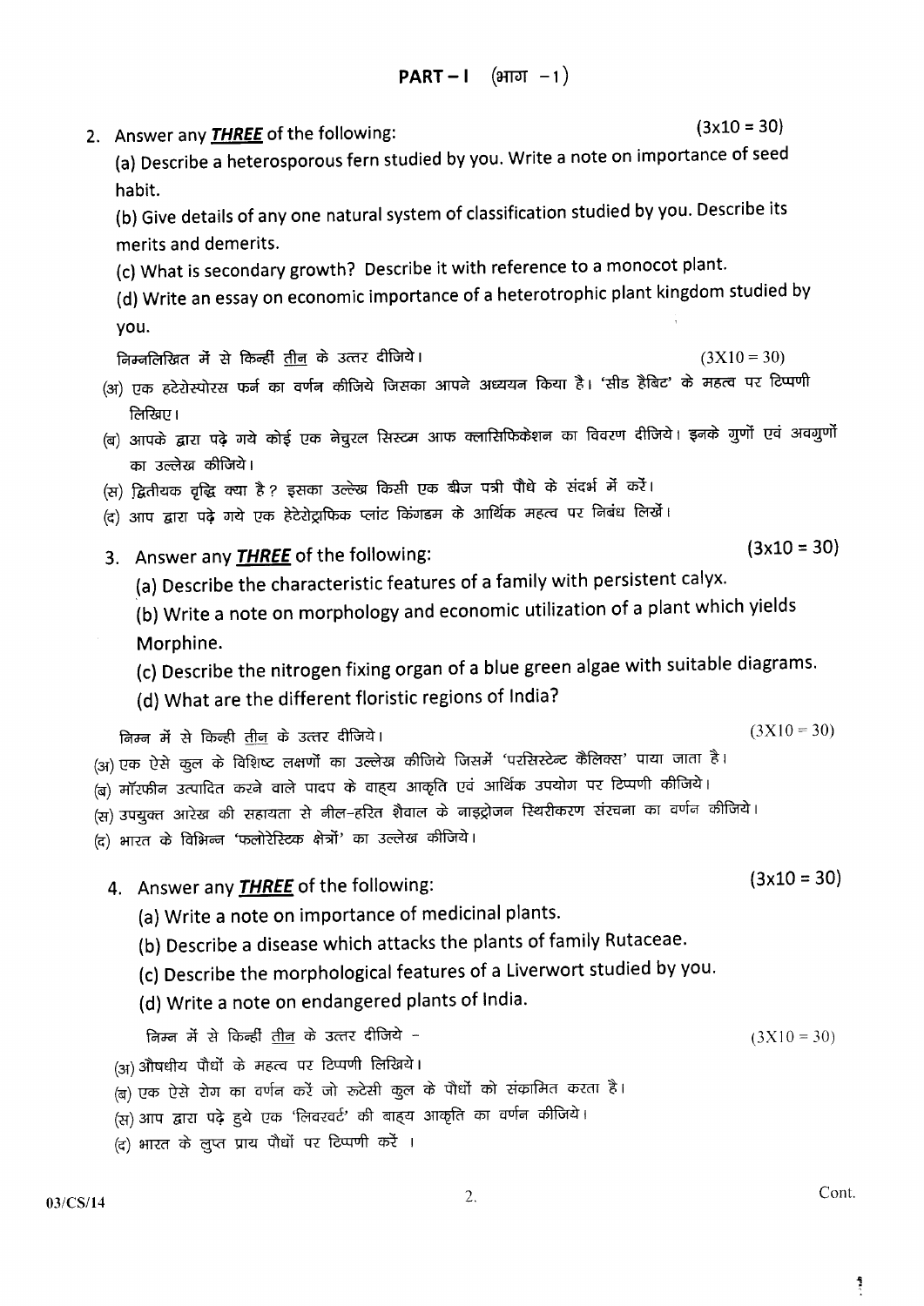## PART – I (भाग – 1)

2. Answer any ***THREE*** of the following: (3x10 = 30)

   (a) Describe a heterosporous fern studied by you. Write a note on importance of seed habit.

   (b) Give details of any one natural system of classification studied by you. Describe its merits and demerits.

   (c) What is secondary growth? Describe it with reference to a monocot plant.

   (d) Write an essay on economic importance of a heterotrophic plant kingdom studied by you.

   निम्नलिखित में से किन्हीं <u>तीन</u> के उत्तर दीजिये। (3X10 = 30)

   (अ) एक हटेरोस्पोरस फर्न का वर्णन कीजिये जिसका आपने अध्ययन किया है। 'सीड हैबिट' के महत्व पर टिप्पणी लिखिए।

   (ब) आपके द्वारा पढ़े गये कोई एक नेचुरल सिस्टम आफ क्लासिफिकेशन का विवरण दीजिये। इनके गुणों एवं अवगुणों का उल्लेख कीजिये।

   (स) द्वितीयक वृद्धि क्या है? इसका उल्लेख किसी एक बीज पत्री पौधे के संदर्भ में करें।

   (द) आप द्वारा पढ़े गये एक हेटेरोट्राफिक प्लांट किंगडम के आर्थिक महत्व पर निबंध लिखें।

3. Answer any ***THREE*** of the following: (3x10 = 30)

   (a) Describe the characteristic features of a family with persistent calyx.

   (b) Write a note on morphology and economic utilization of a plant which yields Morphine.

   (c) Describe the nitrogen fixing organ of a blue green algae with suitable diagrams.

   (d) What are the different floristic regions of India?

   निम्न में से किन्ही <u>तीन</u> के उत्तर दीजिये। (3X10 = 30)

   (अ) एक ऐसे कुल के विशिष्ट लक्षणों का उल्लेख कीजिये जिसमें 'परसिस्टेन्ट कैलिक्स' पाया जाता है।

   (ब) मॉरफीन उत्पादित करने वाले पादप के वाह्य आकृति एवं आर्थिक उपयोग पर टिप्पणी कीजिये।

   (स) उपयुक्त आरेख की सहायता से नील-हरित शैवाल के नाइट्रोजन स्थिरीकरण संरचना का वर्णन कीजिये।

   (द) भारत के विभिन्न 'फलोरेस्टिक क्षेत्रों' का उल्लेख कीजिये।

4. Answer any ***THREE*** of the following: (3x10 = 30)

   (a) Write a note on importance of medicinal plants.

   (b) Describe a disease which attacks the plants of family Rutaceae.

   (c) Describe the morphological features of a Liverwort studied by you.

   (d) Write a note on endangered plants of India.

   निम्न में से किन्हीं <u>तीन</u> के उत्तर दीजिये – (3X10 = 30)

   (अ) औषधीय पौधों के महत्व पर टिप्पणी लिखिये।

   (ब) एक ऐसे रोग का वर्णन करें जो रूटेसी कुल के पौधों को संक्रामित करता है।

   (स) आप द्वारा पढ़े हुये एक 'लिवरवर्ट' की बाह्य आकृति का वर्णन कीजिये।

   (द) भारत के लुप्त प्राय पौधों पर टिप्पणी करें ।

03/CS/14

Cont.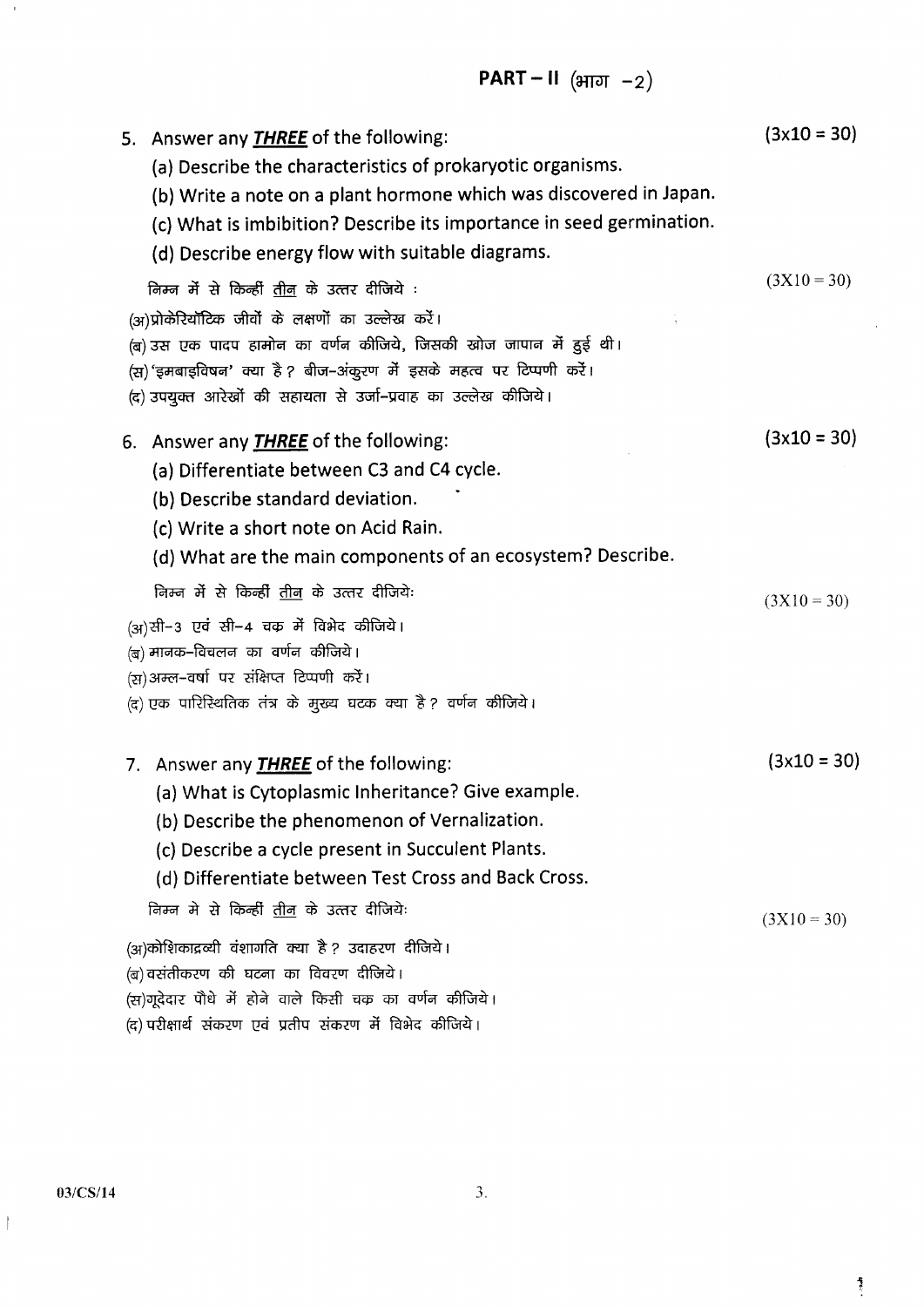## PART – II (भाग –2)

5. Answer any ***THREE*** of the following: (3x10 = 30)

   (a) Describe the characteristics of prokaryotic organisms.

   (b) Write a note on a plant hormone which was discovered in Japan.

   (c) What is imbibition? Describe its importance in seed germination.

   (d) Describe energy flow with suitable diagrams.

निम्न में से किन्हीं तीन के उत्तर दीजिये : (3X10 = 30)

(अ) प्रोकेरियॉटिक जीवों के लक्षणों का उल्लेख करें।

(ब) उस एक पादप हामोन का वर्णन कीजिये, जिसकी खोज जापान में हुई थी।

(स) 'इमबाइबिषन' क्या है ? बीज-अंकुरण में इसके महत्व पर टिप्पणी करें।

(द) उपयुक्त आरेखों की सहायता से उर्जा-प्रवाह का उल्लेख कीजिये।

6. Answer any ***THREE*** of the following: (3x10 = 30)

   (a) Differentiate between C3 and C4 cycle.

   (b) Describe standard deviation.

   (c) Write a short note on Acid Rain.

   (d) What are the main components of an ecosystem? Describe.

निम्न में से किन्हीं तीन के उत्तर दीजियेः (3X10 = 30)

(अ) सी-3 एवं सी-4 चक्र में विभेद कीजिये।

(ब) मानक-विचलन का वर्णन कीजिये।

(स) अम्ल-वर्षा पर संक्षिप्त टिप्पणी करें।

(द) एक पारिस्थितिक तंत्र के मुख्य घटक क्या है ? वर्णन कीजिये।

7. Answer any ***THREE*** of the following: (3x10 = 30)

   (a) What is Cytoplasmic Inheritance? Give example.

   (b) Describe the phenomenon of Vernalization.

   (c) Describe a cycle present in Succulent Plants.

   (d) Differentiate between Test Cross and Back Cross.

निम्न मे से किन्हीं तीन के उत्तर दीजियेः (3X10 = 30)

(अ) कोशिकाद्रव्यी वंशागति क्या है ? उदाहरण दीजिये।

(ब) वसंतीकरण की घटना का विवरण दीजिये।

(स) गूदेदार पौधे में होने वाले किसी चक्र का वर्णन कीजिये।

(द) परीक्षार्थ संकरण एवं प्रतीप संकरण में विभेद कीजिये।

03/CS/14